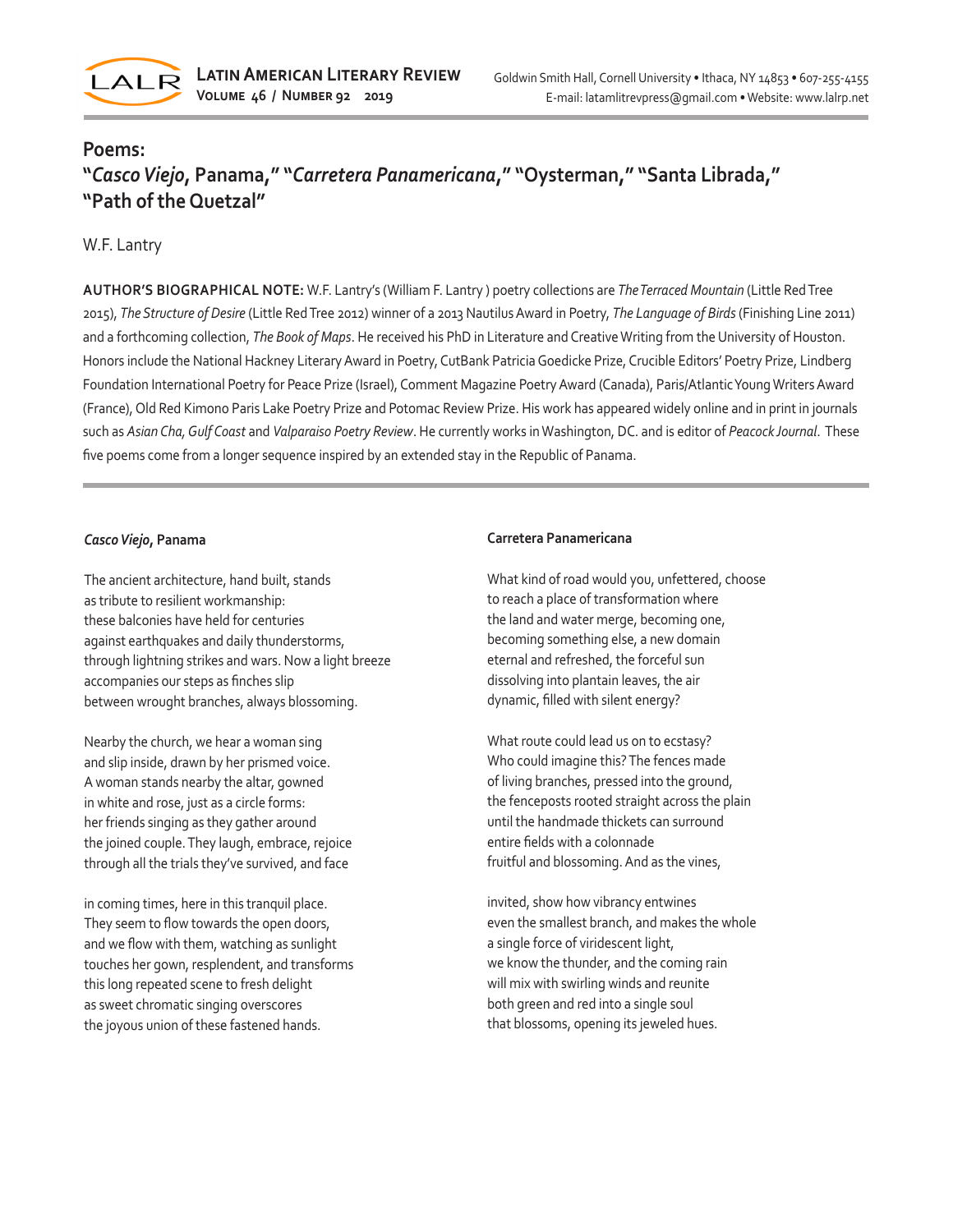# Poems: "*Casco Viejo*, Panama," "*Carretera Panamericana*," "Oysterman," "Santa Librada," "Path of the Quetzal"

W.F. Lantry

**AUTHOR'S BIOGRAPHICAL NOTE:** W.F. Lantry's (William F. Lantry ) poetry collections are *The Terraced Mountain* (Little Red Tree 2015), *The Structure of Desire* (Little Red Tree 2012) winner of a 2013 Nautilus Award in Poetry, *The Language of Birds* (Finishing Line 2011) and a forthcoming collection, *The Book of Maps*. He received his PhD in Literature and Creative Writing from the University of Houston. Honors include the National Hackney Literary Award in Poetry, CutBank Patricia Goedicke Prize, Crucible Editors' Poetry Prize, Lindberg Foundation International Poetry for Peace Prize (Israel), Comment Magazine Poetry Award (Canada), Paris/Atlantic Young Writers Award (France), Old Red Kimono Paris Lake Poetry Prize and Potomac Review Prize. His work has appeared widely online and in print in journals such as *Asian Cha*, *Gulf Coast* and *Valparaiso Poetry Review*. He currently works in Washington, DC. and is editor of *Peacock Journal*. These five poems come from a longer sequence inspired by an extended stay in the Republic of Panama.

---

### *Casco Viejo*, Panama

The ancient architecture, hand built, stands
as tribute to resilient workmanship:
these balconies have held for centuries
against earthquakes and daily thunderstorms,
through lightning strikes and wars. Now a light breeze
accompanies our steps as finches slip
between wrought branches, always blossoming.

Nearby the church, we hear a woman sing
and slip inside, drawn by her prismed voice.
A woman stands nearby the altar, gowned
in white and rose, just as a circle forms:
her friends singing as they gather around
the joined couple. They laugh, embrace, rejoice
through all the trials they've survived, and face

in coming times, here in this tranquil place.
They seem to flow towards the open doors,
and we flow with them, watching as sunlight
touches her gown, resplendent, and transforms
this long repeated scene to fresh delight
as sweet chromatic singing overscores
the joyous union of these fastened hands.

### Carretera Panamericana

What kind of road would you, unfettered, choose
to reach a place of transformation where
the land and water merge, becoming one,
becoming something else, a new domain
eternal and refreshed, the forceful sun
dissolving into plantain leaves, the air
dynamic, filled with silent energy?

What route could lead us on to ecstasy?
Who could imagine this? The fences made
of living branches, pressed into the ground,
the fenceposts rooted straight across the plain
until the handmade thickets can surround
entire fields with a colonnade
fruitful and blossoming. And as the vines,

invited, show how vibrancy entwines
even the smallest branch, and makes the whole
a single force of viridescent light,
we know the thunder, and the coming rain
will mix with swirling winds and reunite
both green and red into a single soul
that blossoms, opening its jeweled hues.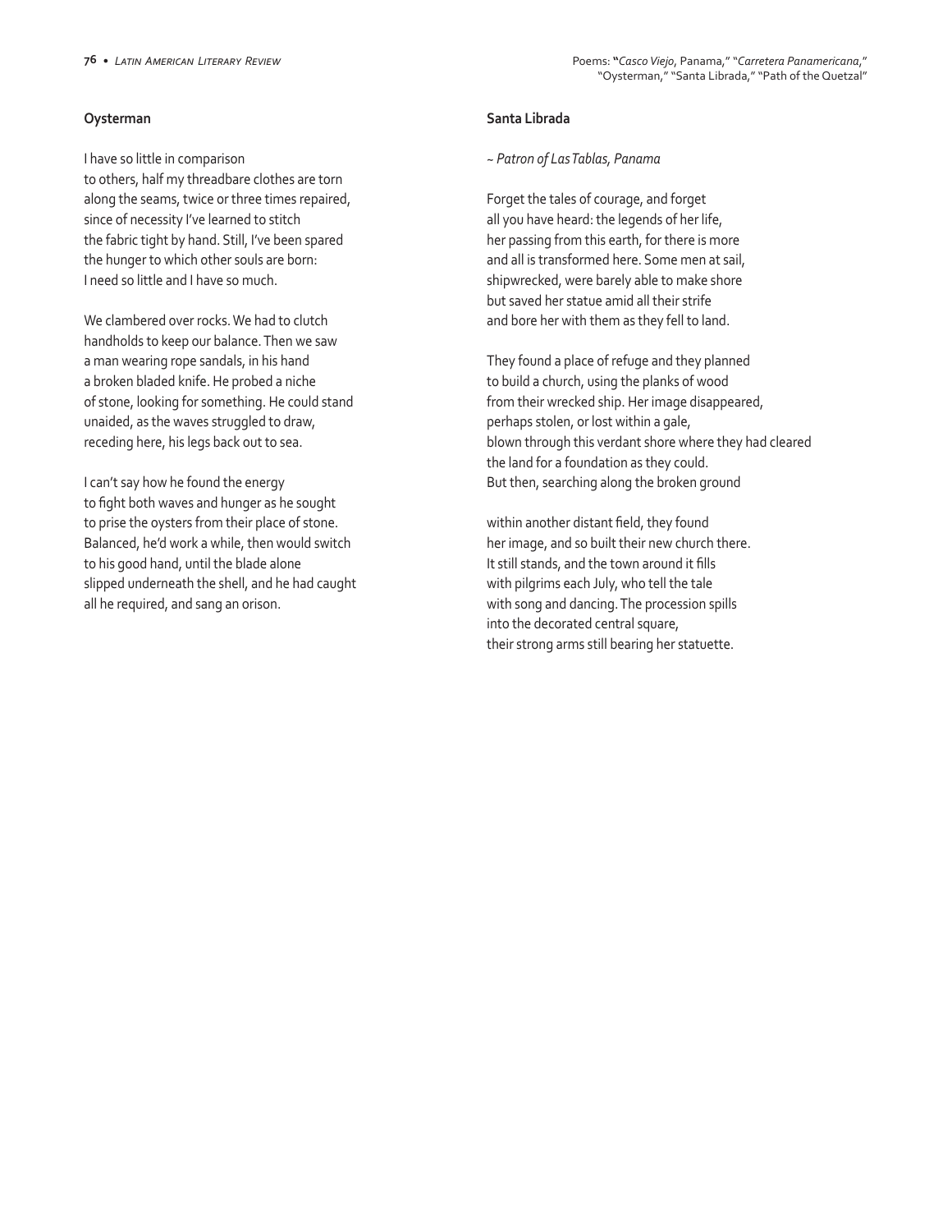## Oysterman

I have so little in comparison
to others, half my threadbare clothes are torn
along the seams, twice or three times repaired,
since of necessity I've learned to stitch
the fabric tight by hand. Still, I've been spared
the hunger to which other souls are born:
I need so little and I have so much.

We clambered over rocks. We had to clutch
handholds to keep our balance. Then we saw
a man wearing rope sandals, in his hand
a broken bladed knife. He probed a niche
of stone, looking for something. He could stand
unaided, as the waves struggled to draw,
receding here, his legs back out to sea.

I can't say how he found the energy
to fight both waves and hunger as he sought
to prise the oysters from their place of stone.
Balanced, he'd work a while, then would switch
to his good hand, until the blade alone
slipped underneath the shell, and he had caught
all he required, and sang an orison.

## Santa Librada

*~ Patron of Las Tablas, Panama*

Forget the tales of courage, and forget
all you have heard: the legends of her life,
her passing from this earth, for there is more
and all is transformed here. Some men at sail,
shipwrecked, were barely able to make shore
but saved her statue amid all their strife
and bore her with them as they fell to land.

They found a place of refuge and they planned
to build a church, using the planks of wood
from their wrecked ship. Her image disappeared,
perhaps stolen, or lost within a gale,
blown through this verdant shore where they had cleared
the land for a foundation as they could.
But then, searching along the broken ground

within another distant field, they found
her image, and so built their new church there.
It still stands, and the town around it fills
with pilgrims each July, who tell the tale
with song and dancing. The procession spills
into the decorated central square,
their strong arms still bearing her statuette.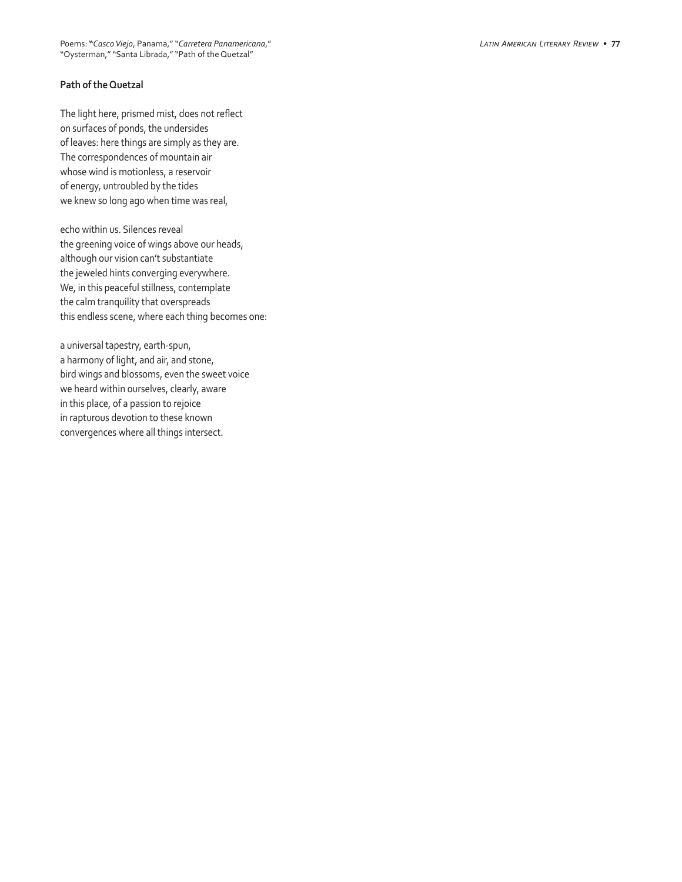**Path of the Quetzal**

The light here, prismed mist, does not reflect
on surfaces of ponds, the undersides
of leaves: here things are simply as they are.
The correspondences of mountain air
whose wind is motionless, a reservoir
of energy, untroubled by the tides
we knew so long ago when time was real,

echo within us. Silences reveal
the greening voice of wings above our heads,
although our vision can't substantiate
the jeweled hints converging everywhere.
We, in this peaceful stillness, contemplate
the calm tranquility that overspreads
this endless scene, where each thing becomes one:

a universal tapestry, earth-spun,
a harmony of light, and air, and stone,
bird wings and blossoms, even the sweet voice
we heard within ourselves, clearly, aware
in this place, of a passion to rejoice
in rapturous devotion to these known
convergences where all things intersect.